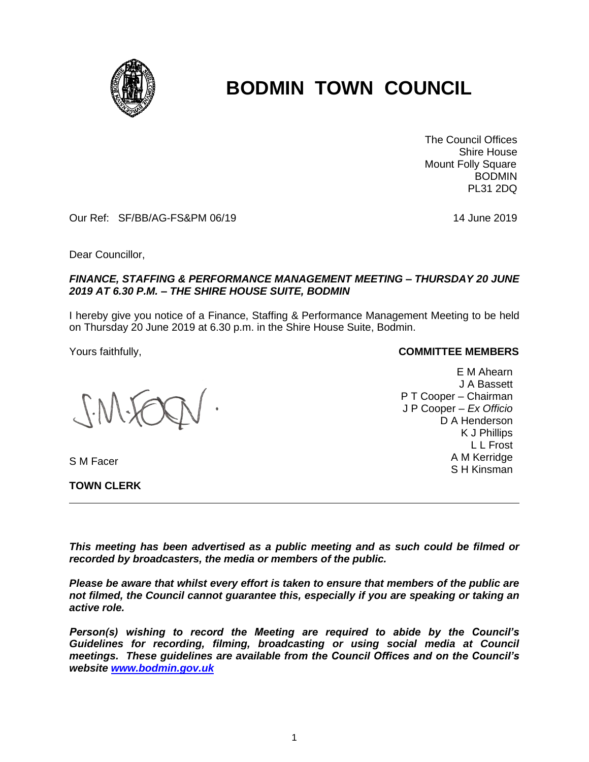# BODMIN TOWN COUNCIL

The Council Offices
Shire House
Mount Folly Square
BODMIN
PL31 2DQ

Our Ref: SF/BB/AG-FS&PM 06/19

14 June 2019

Dear Councillor,

***FINANCE, STAFFING & PERFORMANCE MANAGEMENT MEETING – THURSDAY 20 JUNE 2019 AT 6.30 P.M. – THE SHIRE HOUSE SUITE, BODMIN***

I hereby give you notice of a Finance, Staffing & Performance Management Meeting to be held on Thursday 20 June 2019 at 6.30 p.m. in the Shire House Suite, Bodmin.

Yours faithfully,

S M Facer

**TOWN CLERK**

**COMMITTEE MEMBERS**

E M Ahearn
J A Bassett
P T Cooper – Chairman
J P Cooper – *Ex Officio*
D A Henderson
K J Phillips
L L Frost
A M Kerridge
S H Kinsman

---

***This meeting has been advertised as a public meeting and as such could be filmed or recorded by broadcasters, the media or members of the public.***

***Please be aware that whilst every effort is taken to ensure that members of the public are not filmed, the Council cannot guarantee this, especially if you are speaking or taking an active role.***

***Person(s) wishing to record the Meeting are required to abide by the Council's Guidelines for recording, filming, broadcasting or using social media at Council meetings. These guidelines are available from the Council Offices and on the Council's website [www.bodmin.gov.uk](http://www.bodmin.gov.uk)***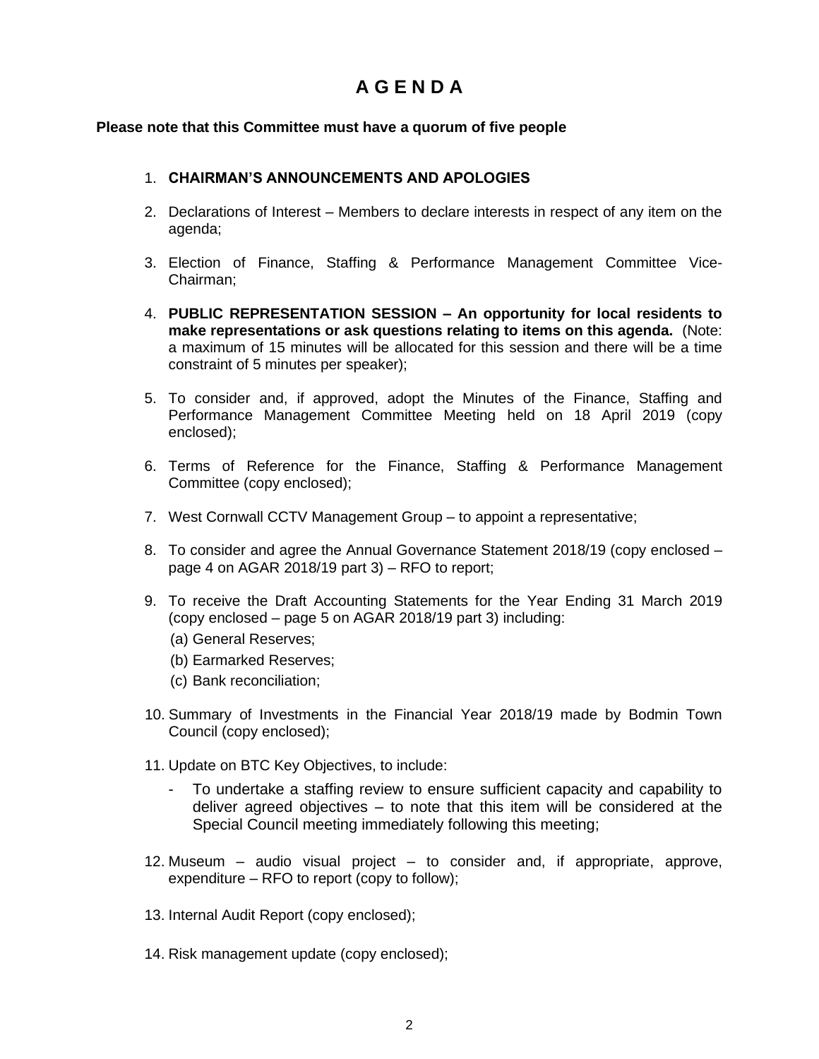# A G E N D A

**Please note that this Committee must have a quorum of five people**

1. **CHAIRMAN'S ANNOUNCEMENTS AND APOLOGIES**

2. Declarations of Interest – Members to declare interests in respect of any item on the agenda;

3. Election of Finance, Staffing & Performance Management Committee Vice-Chairman;

4. **PUBLIC REPRESENTATION SESSION – An opportunity for local residents to make representations or ask questions relating to items on this agenda.** (Note: a maximum of 15 minutes will be allocated for this session and there will be a time constraint of 5 minutes per speaker);

5. To consider and, if approved, adopt the Minutes of the Finance, Staffing and Performance Management Committee Meeting held on 18 April 2019 (copy enclosed);

6. Terms of Reference for the Finance, Staffing & Performance Management Committee (copy enclosed);

7. West Cornwall CCTV Management Group – to appoint a representative;

8. To consider and agree the Annual Governance Statement 2018/19 (copy enclosed – page 4 on AGAR 2018/19 part 3) – RFO to report;

9. To receive the Draft Accounting Statements for the Year Ending 31 March 2019 (copy enclosed – page 5 on AGAR 2018/19 part 3) including:
   (a) General Reserves;
   (b) Earmarked Reserves;
   (c) Bank reconciliation;

10. Summary of Investments in the Financial Year 2018/19 made by Bodmin Town Council (copy enclosed);

11. Update on BTC Key Objectives, to include:
    - To undertake a staffing review to ensure sufficient capacity and capability to deliver agreed objectives – to note that this item will be considered at the Special Council meeting immediately following this meeting;

12. Museum – audio visual project – to consider and, if appropriate, approve, expenditure – RFO to report (copy to follow);

13. Internal Audit Report (copy enclosed);

14. Risk management update (copy enclosed);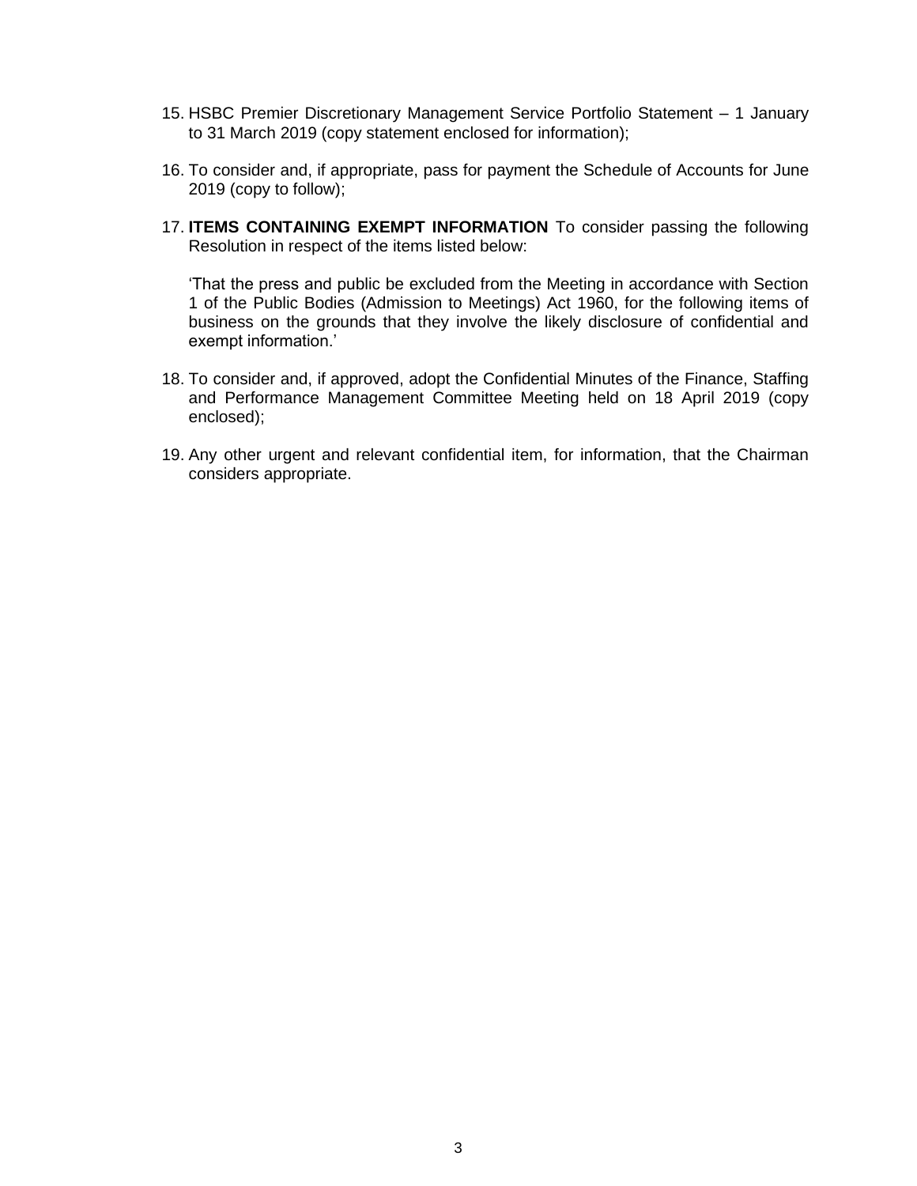15. HSBC Premier Discretionary Management Service Portfolio Statement – 1 January to 31 March 2019 (copy statement enclosed for information);

16. To consider and, if appropriate, pass for payment the Schedule of Accounts for June 2019 (copy to follow);

17. **ITEMS CONTAINING EXEMPT INFORMATION** To consider passing the following Resolution in respect of the items listed below:

    'That the press and public be excluded from the Meeting in accordance with Section 1 of the Public Bodies (Admission to Meetings) Act 1960, for the following items of business on the grounds that they involve the likely disclosure of confidential and exempt information.'

18. To consider and, if approved, adopt the Confidential Minutes of the Finance, Staffing and Performance Management Committee Meeting held on 18 April 2019 (copy enclosed);

19. Any other urgent and relevant confidential item, for information, that the Chairman considers appropriate.